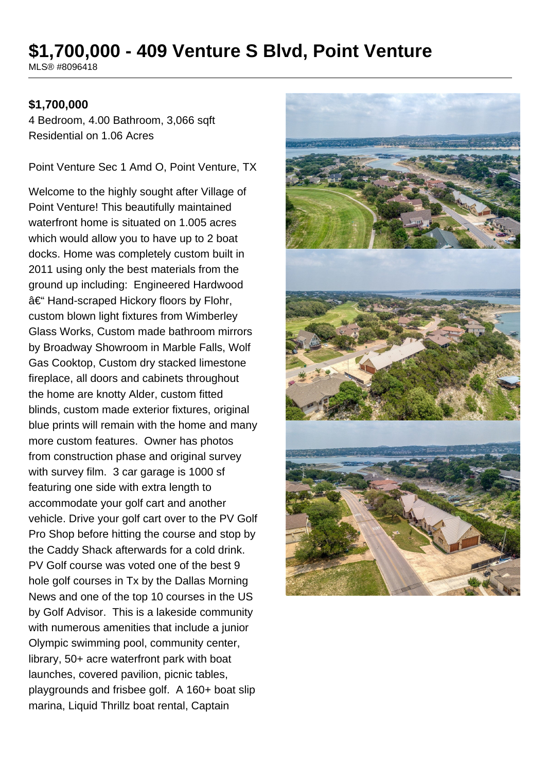# $1,700,000 - 409 Venture S Blvd, Point Venture

MLS® #8096418

**$1,700,000**

4 Bedroom, 4.00 Bathroom, 3,066 sqft
Residential on 1.06 Acres

Point Venture Sec 1 Amd O, Point Venture, TX

Welcome to the highly sought after Village of Point Venture! This beautifully maintained waterfront home is situated on 1.005 acres which would allow you to have up to 2 boat docks. Home was completely custom built in 2011 using only the best materials from the ground up including: Engineered Hardwood â€“ Hand-scraped Hickory floors by Flohr, custom blown light fixtures from Wimberley Glass Works, Custom made bathroom mirrors by Broadway Showroom in Marble Falls, Wolf Gas Cooktop, Custom dry stacked limestone fireplace, all doors and cabinets throughout the home are knotty Alder, custom fitted blinds, custom made exterior fixtures, original blue prints will remain with the home and many more custom features. Owner has photos from construction phase and original survey with survey film. 3 car garage is 1000 sf featuring one side with extra length to accommodate your golf cart and another vehicle. Drive your golf cart over to the PV Golf Pro Shop before hitting the course and stop by the Caddy Shack afterwards for a cold drink. PV Golf course was voted one of the best 9 hole golf courses in Tx by the Dallas Morning News and one of the top 10 courses in the US by Golf Advisor. This is a lakeside community with numerous amenities that include a junior Olympic swimming pool, community center, library, 50+ acre waterfront park with boat launches, covered pavilion, picnic tables, playgrounds and frisbee golf. A 160+ boat slip marina, Liquid Thrillz boat rental, Captain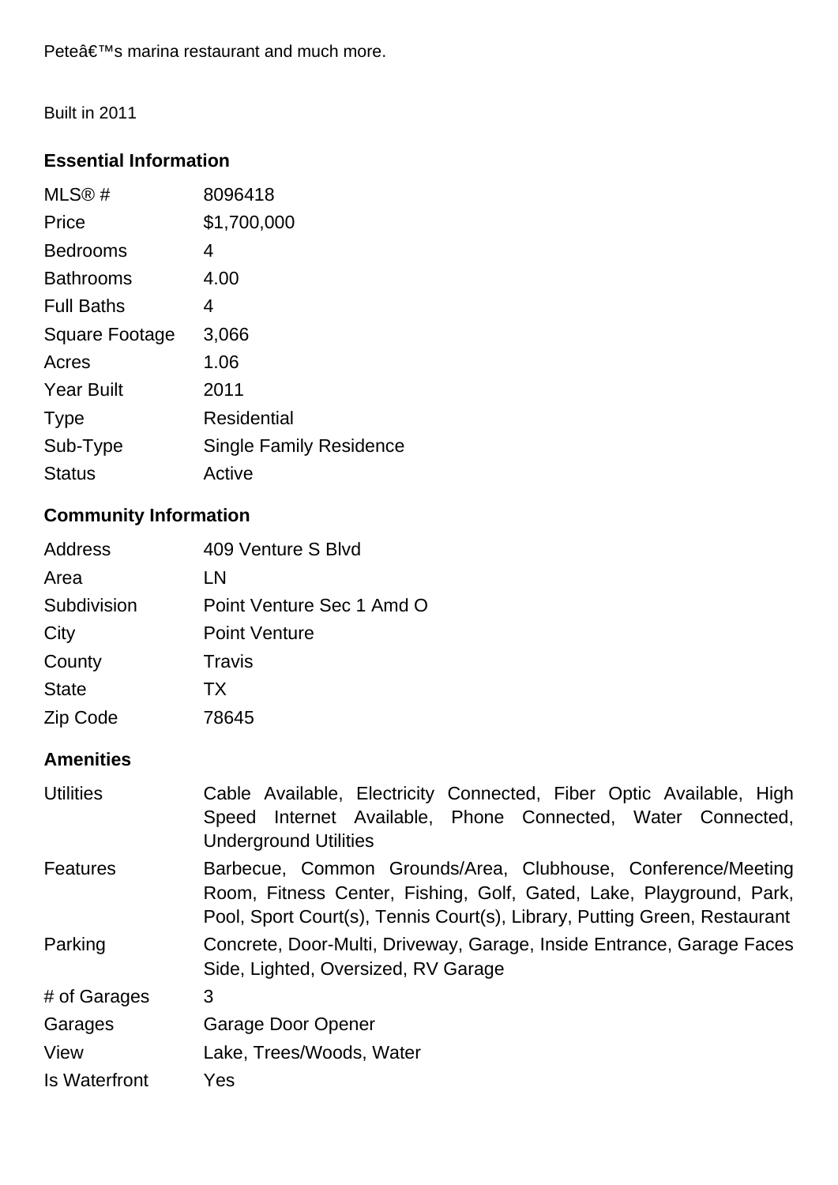Peteâ€™s marina restaurant and much more.

Built in 2011

## Essential Information

| | |
|---|---|
| MLS® # | 8096418 |
| Price | $1,700,000 |
| Bedrooms | 4 |
| Bathrooms | 4.00 |
| Full Baths | 4 |
| Square Footage | 3,066 |
| Acres | 1.06 |
| Year Built | 2011 |
| Type | Residential |
| Sub-Type | Single Family Residence |
| Status | Active |

## Community Information

| | |
|---|---|
| Address | 409 Venture S Blvd |
| Area | LN |
| Subdivision | Point Venture Sec 1 Amd O |
| City | Point Venture |
| County | Travis |
| State | TX |
| Zip Code | 78645 |

## Amenities

| | |
|---|---|
| Utilities | Cable Available, Electricity Connected, Fiber Optic Available, High Speed Internet Available, Phone Connected, Water Connected, Underground Utilities |
| Features | Barbecue, Common Grounds/Area, Clubhouse, Conference/Meeting Room, Fitness Center, Fishing, Golf, Gated, Lake, Playground, Park, Pool, Sport Court(s), Tennis Court(s), Library, Putting Green, Restaurant |
| Parking | Concrete, Door-Multi, Driveway, Garage, Inside Entrance, Garage Faces Side, Lighted, Oversized, RV Garage |
| # of Garages | 3 |
| Garages | Garage Door Opener |
| View | Lake, Trees/Woods, Water |
| Is Waterfront | Yes |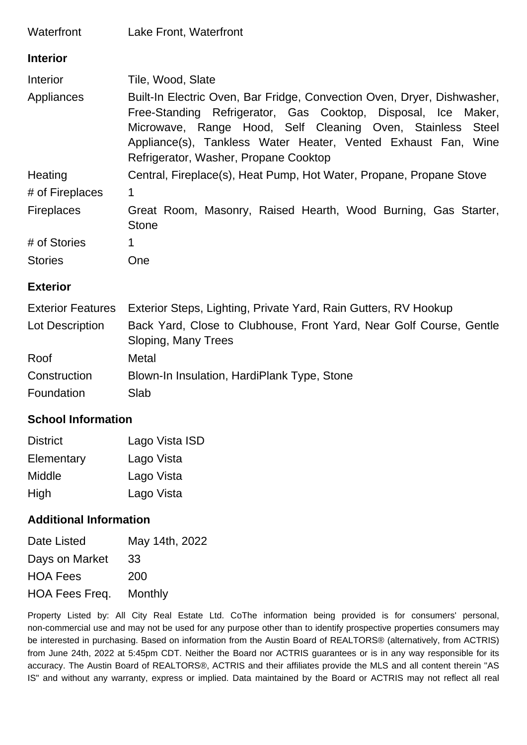| | |
|---|---|
| Waterfront | Lake Front, Waterfront |

## Interior

| | |
|---|---|
| Interior | Tile, Wood, Slate |
| Appliances | Built-In Electric Oven, Bar Fridge, Convection Oven, Dryer, Dishwasher, Free-Standing Refrigerator, Gas Cooktop, Disposal, Ice Maker, Microwave, Range Hood, Self Cleaning Oven, Stainless Steel Appliance(s), Tankless Water Heater, Vented Exhaust Fan, Wine Refrigerator, Washer, Propane Cooktop |
| Heating | Central, Fireplace(s), Heat Pump, Hot Water, Propane, Propane Stove |
| # of Fireplaces | 1 |
| Fireplaces | Great Room, Masonry, Raised Hearth, Wood Burning, Gas Starter, Stone |
| # of Stories | 1 |
| Stories | One |

## Exterior

| | |
|---|---|
| Exterior Features | Exterior Steps, Lighting, Private Yard, Rain Gutters, RV Hookup |
| Lot Description | Back Yard, Close to Clubhouse, Front Yard, Near Golf Course, Gentle Sloping, Many Trees |
| Roof | Metal |
| Construction | Blown-In Insulation, HardiPlank Type, Stone |
| Foundation | Slab |

## School Information

| | |
|---|---|
| District | Lago Vista ISD |
| Elementary | Lago Vista |
| Middle | Lago Vista |
| High | Lago Vista |

## Additional Information

| | |
|---|---|
| Date Listed | May 14th, 2022 |
| Days on Market | 33 |
| HOA Fees | 200 |
| HOA Fees Freq. | Monthly |

Property Listed by: All City Real Estate Ltd. CoThe information being provided is for consumers' personal, non-commercial use and may not be used for any purpose other than to identify prospective properties consumers may be interested in purchasing. Based on information from the Austin Board of REALTORS® (alternatively, from ACTRIS) from June 24th, 2022 at 5:45pm CDT. Neither the Board nor ACTRIS guarantees or is in any way responsible for its accuracy. The Austin Board of REALTORS®, ACTRIS and their affiliates provide the MLS and all content therein "AS IS" and without any warranty, express or implied. Data maintained by the Board or ACTRIS may not reflect all real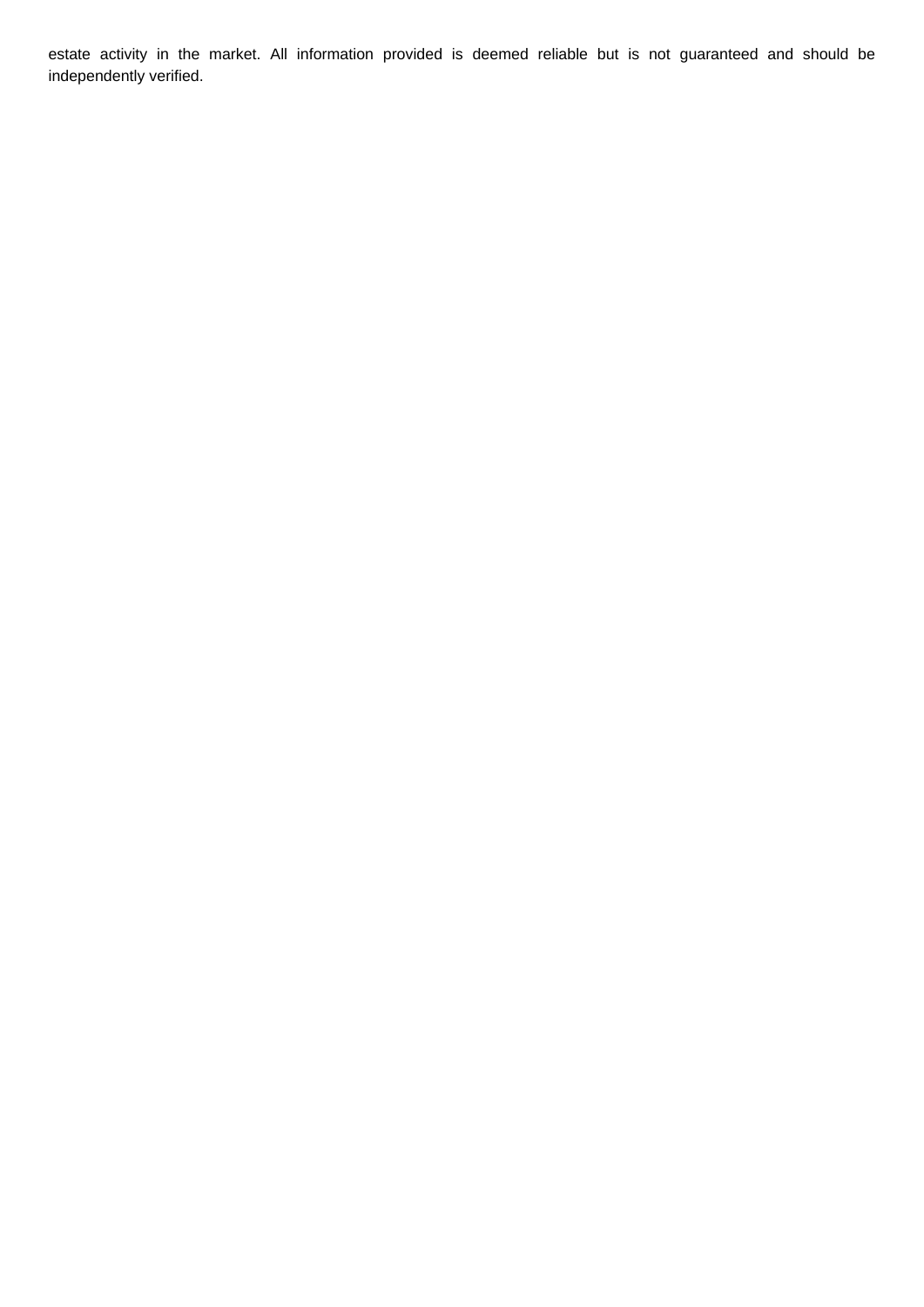estate activity in the market. All information provided is deemed reliable but is not guaranteed and should be independently verified.